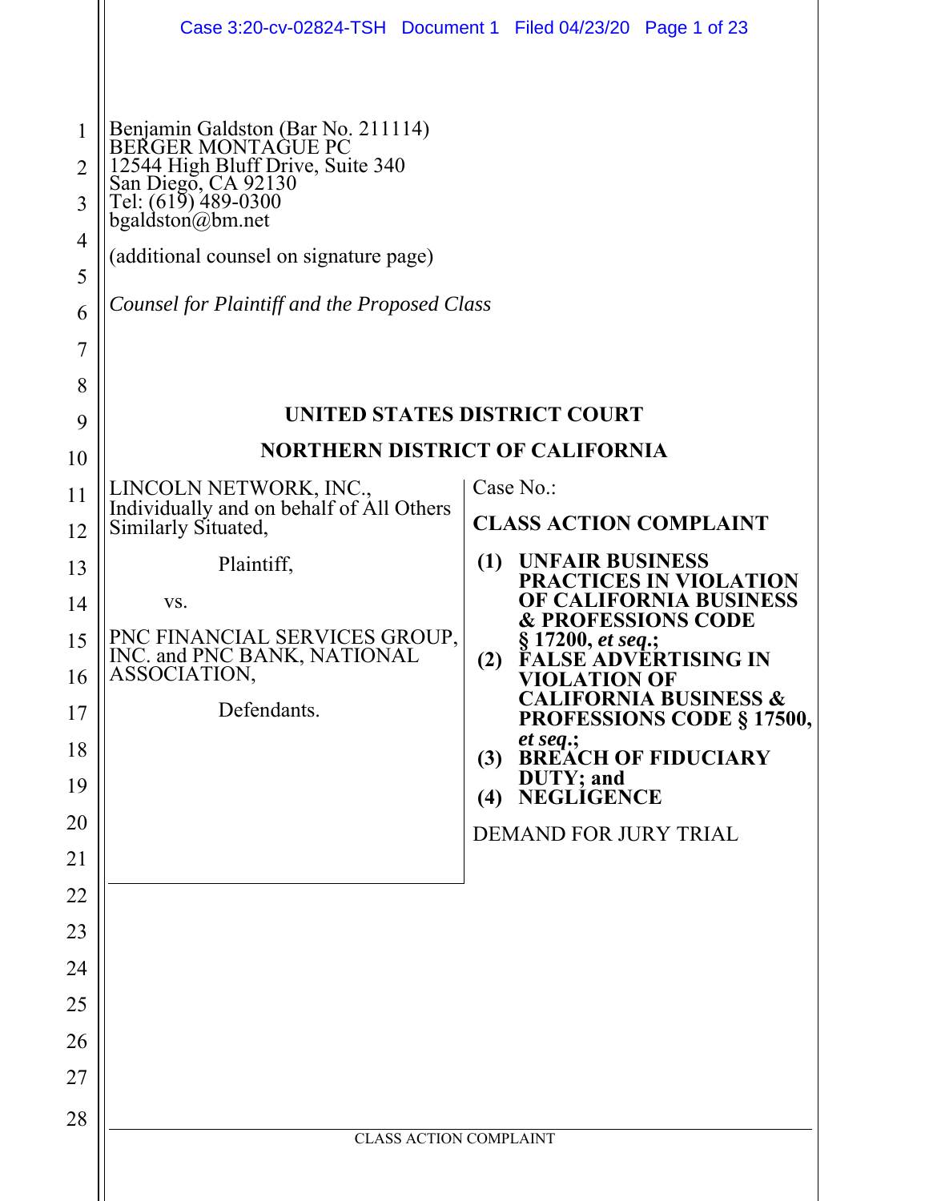Benjamin Galdston (Bar No. 211114)
BERGER MONTAGUE PC
12544 High Bluff Drive, Suite 340
San Diego, CA 92130
Tel: (619) 489-0300
bgaldston@bm.net

(additional counsel on signature page)

*Counsel for Plaintiff and the Proposed Class*

**UNITED STATES DISTRICT COURT**

**NORTHERN DISTRICT OF CALIFORNIA**

LINCOLN NETWORK, INC., Individually and on behalf of All Others Similarly Situated,

Plaintiff,

vs.

PNC FINANCIAL SERVICES GROUP, INC. and PNC BANK, NATIONAL ASSOCIATION,

Defendants.

Case No.:

**CLASS ACTION COMPLAINT**

**(1) UNFAIR BUSINESS PRACTICES IN VIOLATION OF CALIFORNIA BUSINESS & PROFESSIONS CODE § 17200, *et seq.*;**
**(2) FALSE ADVERTISING IN VIOLATION OF CALIFORNIA BUSINESS & PROFESSIONS CODE § 17500, *et seq.*;**
**(3) BREACH OF FIDUCIARY DUTY; and**
**(4) NEGLIGENCE**

DEMAND FOR JURY TRIAL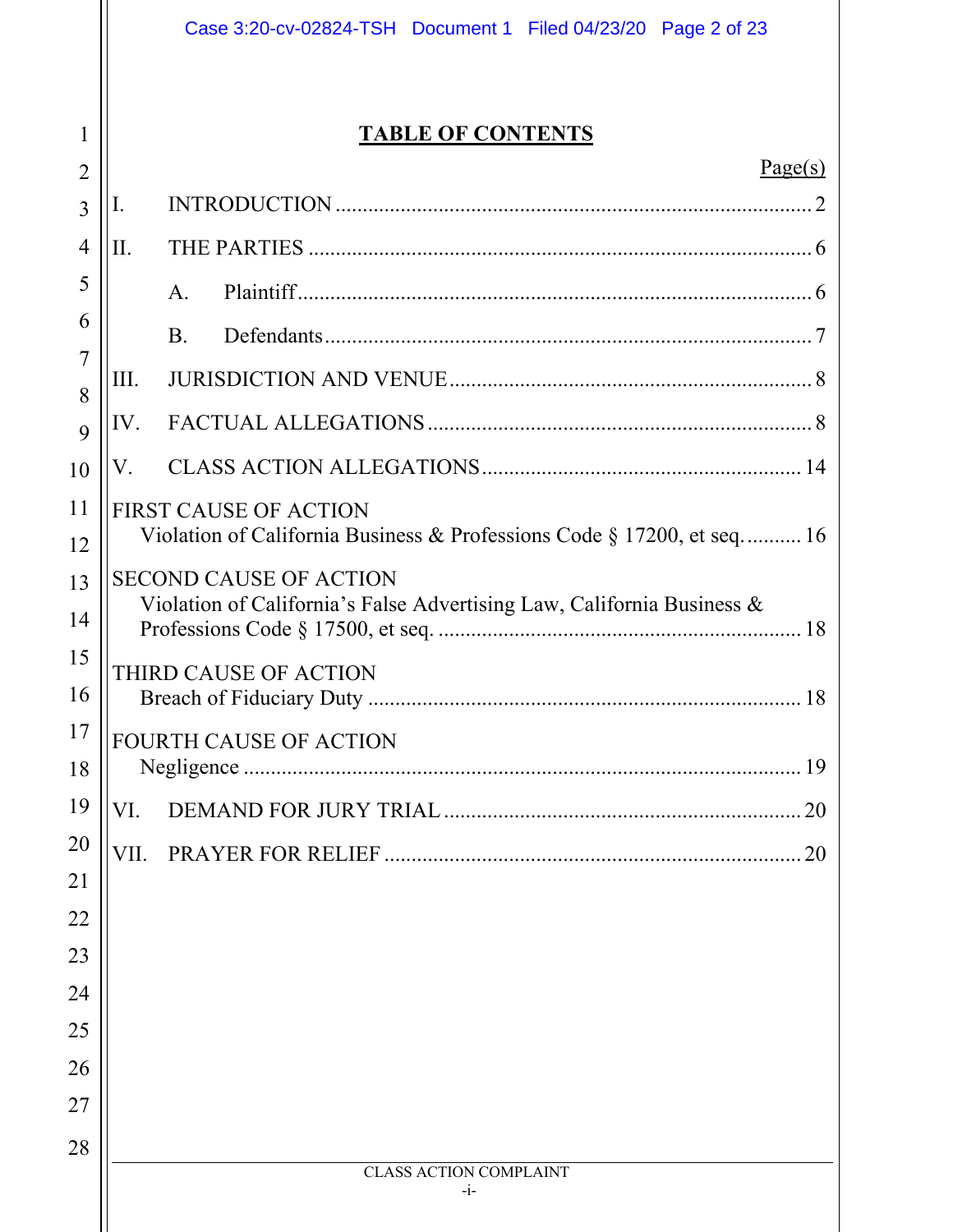# TABLE OF CONTENTS

Page(s)

I. INTRODUCTION .......................................................................................... 2

II. THE PARTIES ............................................................................................. 6

  A. Plaintiff ............................................................................................... 6

  B. Defendants .......................................................................................... 7

III. JURISDICTION AND VENUE ................................................................... 8

IV. FACTUAL ALLEGATIONS ....................................................................... 8

V. CLASS ACTION ALLEGATIONS ............................................................ 14

FIRST CAUSE OF ACTION
  Violation of California Business & Professions Code § 17200, et seq. .......... 16

SECOND CAUSE OF ACTION
  Violation of California's False Advertising Law, California Business & Professions Code § 17500, et seq. .................................................................. 18

THIRD CAUSE OF ACTION
  Breach of Fiduciary Duty ............................................................................... 18

FOURTH CAUSE OF ACTION
  Negligence ..................................................................................................... 19

VI. DEMAND FOR JURY TRIAL .................................................................. 20

VII. PRAYER FOR RELIEF ............................................................................ 20

CLASS ACTION COMPLAINT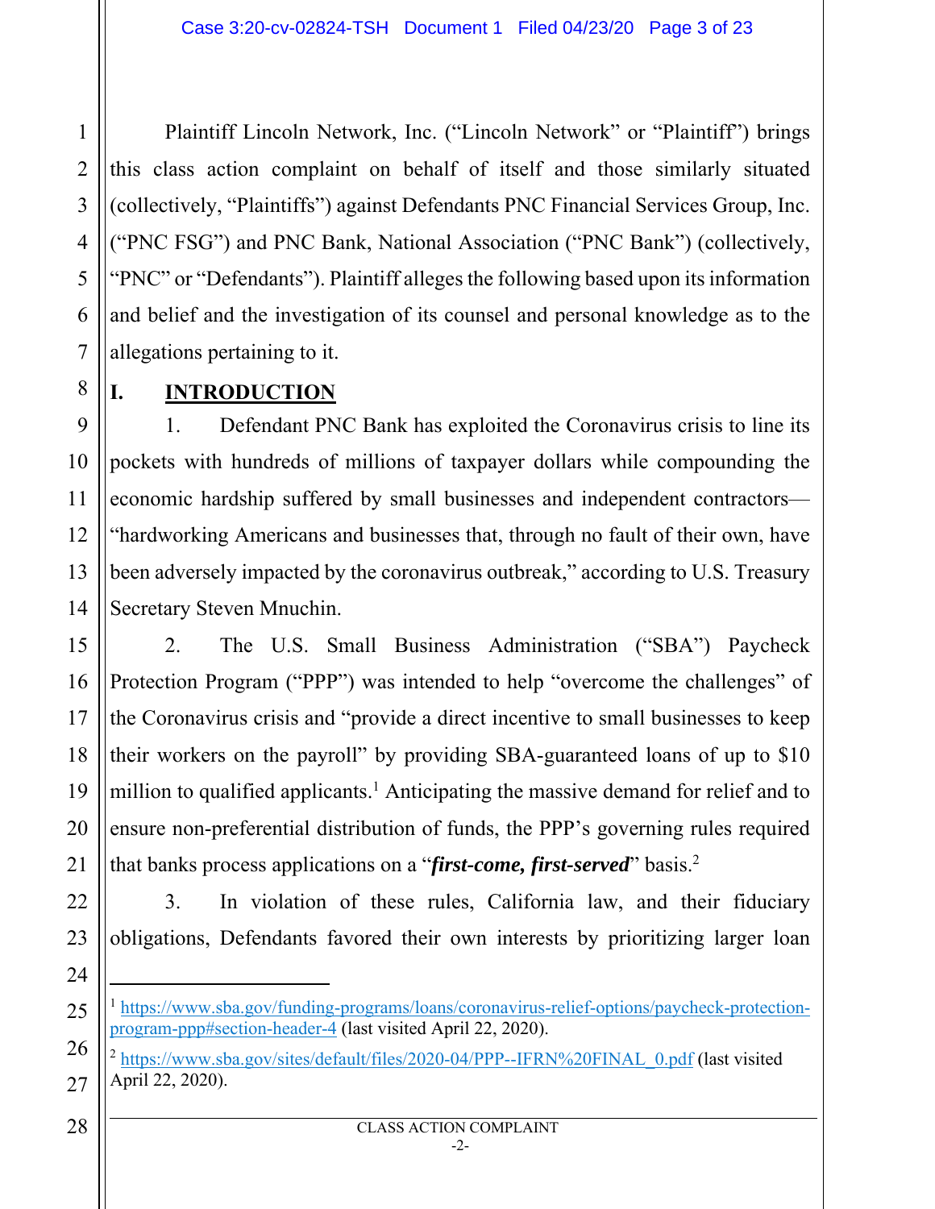Plaintiff Lincoln Network, Inc. ("Lincoln Network" or "Plaintiff") brings this class action complaint on behalf of itself and those similarly situated (collectively, "Plaintiffs") against Defendants PNC Financial Services Group, Inc. ("PNC FSG") and PNC Bank, National Association ("PNC Bank") (collectively, "PNC" or "Defendants"). Plaintiff alleges the following based upon its information and belief and the investigation of its counsel and personal knowledge as to the allegations pertaining to it.

## I. INTRODUCTION

1. Defendant PNC Bank has exploited the Coronavirus crisis to line its pockets with hundreds of millions of taxpayer dollars while compounding the economic hardship suffered by small businesses and independent contractors—"hardworking Americans and businesses that, through no fault of their own, have been adversely impacted by the coronavirus outbreak," according to U.S. Treasury Secretary Steven Mnuchin.

2. The U.S. Small Business Administration ("SBA") Paycheck Protection Program ("PPP") was intended to help "overcome the challenges" of the Coronavirus crisis and "provide a direct incentive to small businesses to keep their workers on the payroll" by providing SBA-guaranteed loans of up to $10 million to qualified applicants.[1] Anticipating the massive demand for relief and to ensure non-preferential distribution of funds, the PPP's governing rules required that banks process applications on a "***first-come, first-served***" basis.[2]

3. In violation of these rules, California law, and their fiduciary obligations, Defendants favored their own interests by prioritizing larger loan

---

[1] https://www.sba.gov/funding-programs/loans/coronavirus-relief-options/paycheck-protection-program-ppp#section-header-4 (last visited April 22, 2020).

[2] https://www.sba.gov/sites/default/files/2020-04/PPP--IFRN%20FINAL_0.pdf (last visited April 22, 2020).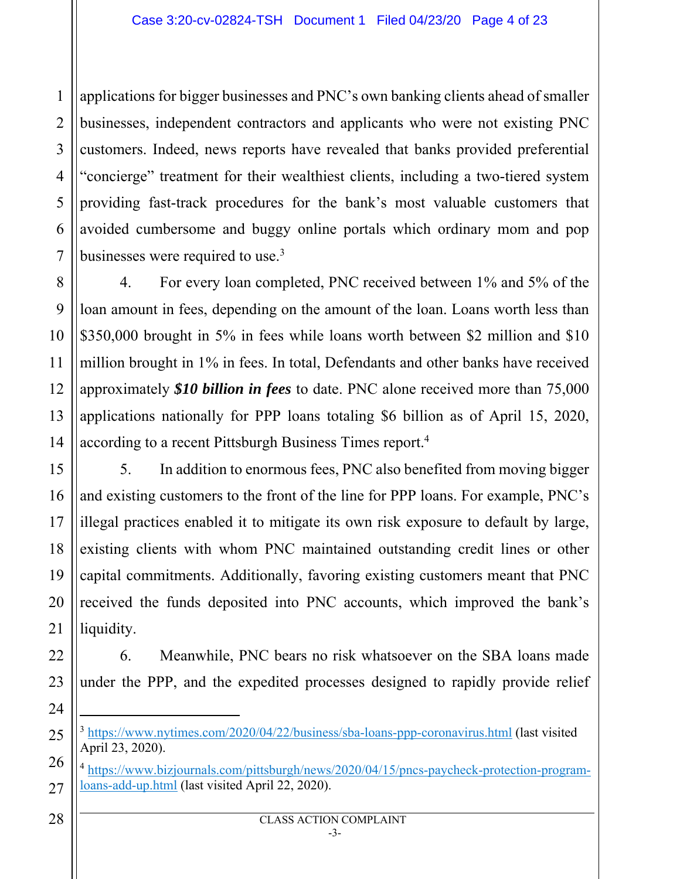applications for bigger businesses and PNC's own banking clients ahead of smaller businesses, independent contractors and applicants who were not existing PNC customers. Indeed, news reports have revealed that banks provided preferential "concierge" treatment for their wealthiest clients, including a two-tiered system providing fast-track procedures for the bank's most valuable customers that avoided cumbersome and buggy online portals which ordinary mom and pop businesses were required to use.[3]

4. For every loan completed, PNC received between 1% and 5% of the loan amount in fees, depending on the amount of the loan. Loans worth less than $350,000 brought in 5% in fees while loans worth between $2 million and $10 million brought in 1% in fees. In total, Defendants and other banks have received approximately ***$10 billion in fees*** to date. PNC alone received more than 75,000 applications nationally for PPP loans totaling $6 billion as of April 15, 2020, according to a recent Pittsburgh Business Times report.[4]

5. In addition to enormous fees, PNC also benefited from moving bigger and existing customers to the front of the line for PPP loans. For example, PNC's illegal practices enabled it to mitigate its own risk exposure to default by large, existing clients with whom PNC maintained outstanding credit lines or other capital commitments. Additionally, favoring existing customers meant that PNC received the funds deposited into PNC accounts, which improved the bank's liquidity.

6. Meanwhile, PNC bears no risk whatsoever on the SBA loans made under the PPP, and the expedited processes designed to rapidly provide relief

---

[3] https://www.nytimes.com/2020/04/22/business/sba-loans-ppp-coronavirus.html (last visited April 23, 2020).

[4] https://www.bizjournals.com/pittsburgh/news/2020/04/15/pncs-paycheck-protection-program-loans-add-up.html (last visited April 22, 2020).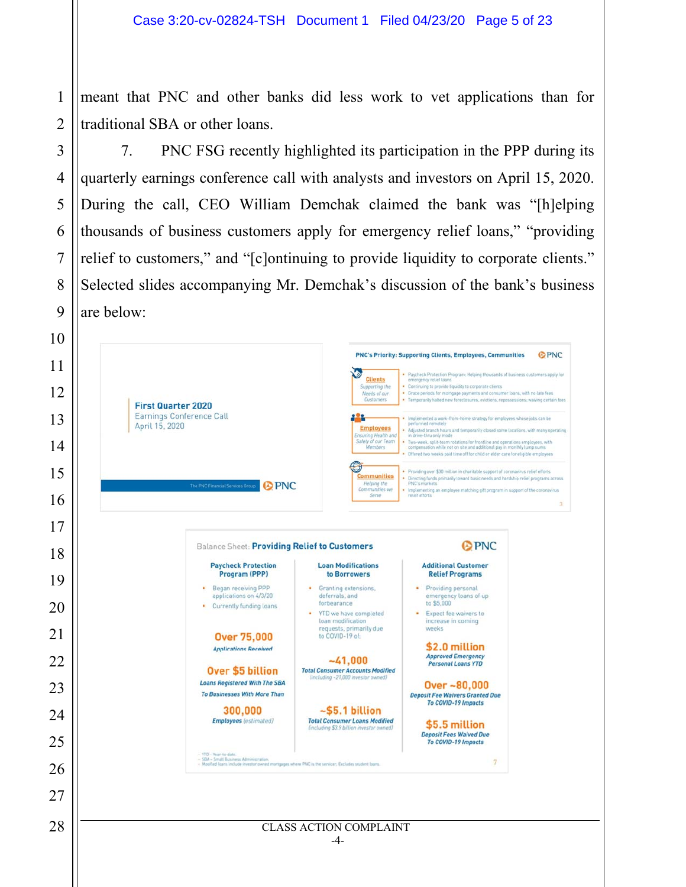meant that PNC and other banks did less work to vet applications than for traditional SBA or other loans.

7. PNC FSG recently highlighted its participation in the PPP during its quarterly earnings conference call with analysts and investors on April 15, 2020. During the call, CEO William Demchak claimed the bank was "[h]elping thousands of business customers apply for emergency relief loans," "providing relief to customers," and "[c]ontinuing to provide liquidity to corporate clients." Selected slides accompanying Mr. Demchak's discussion of the bank's business are below:

**First Quarter 2020**
Earnings Conference Call
April 15, 2020

The PNC Financial Services Group PNC

**PNC's Priority: Supporting Clients, Employees, Communities** PNC

**Clients** — Supporting the Needs of our Customers
- Paycheck Protection Program: Helping thousands of business customers apply for emergency relief loans
- Continuing to provide liquidity to corporate clients
- Grace periods for mortgage payments and consumer loans, with no late fees
- Temporarily halted new foreclosures, evictions, repossessions; waiving certain fees

**Employees** — Ensuring Health and Safety of our Team Members
- Implemented a work-from-home strategy for employees whose jobs can be performed remotely
- Adjusted branch hours and temporarily closed some locations, with many operating in drive-thru only mode
- Two-week, split-team rotations for frontline and operations employees, with compensation while not on site and additional pay in monthly lump sums
- Offered two weeks paid time off for child or elder care for eligible employees

**Communities** — Helping the Communities we Serve
- Providing over $30 million in charitable support of coronavirus relief efforts
- Directing funds primarily toward basic needs and hardship relief programs across PNC's markets
- Implementing an employee matching gift program in support of the coronavirus relief efforts

3

**Balance Sheet: Providing Relief to Customers** PNC

**Paycheck Protection Program (PPP)**
- Began receiving PPP applications on 4/3/20
- Currently funding loans

**Over 75,000** *Applications Received*

**Over $5 billion** *Loans Registered With The SBA To Businesses With More Than*

**300,000** *Employees (estimated)*

**Loan Modifications to Borrowers**
- Granting extensions, deferrals, and forbearance
- YTD we have completed loan modification requests, primarily due to COVID-19 of:

**~41,000** *Total Consumer Accounts Modified (including ~21,000 investor owned)*

**~$5.1 billion** *Total Consumer Loans Modified (including $3.9 billion investor owned)*

**Additional Customer Relief Programs**
- Providing personal emergency loans of up to $5,000
- Expect fee waivers to increase in coming weeks

**$2.0 million** *Approved Emergency Personal Loans YTD*

**Over ~80,000** *Deposit Fee Waivers Granted Due To COVID-19 Impacts*

**$5.5 million** *Deposit Fees Waived Due To COVID-19 Impacts*

YTD – Year-to-date.
SBA – Small Business Administration.
Modified loans include investor owned mortgages where PNC is the servicer; Excludes student loans.

7

CLASS ACTION COMPLAINT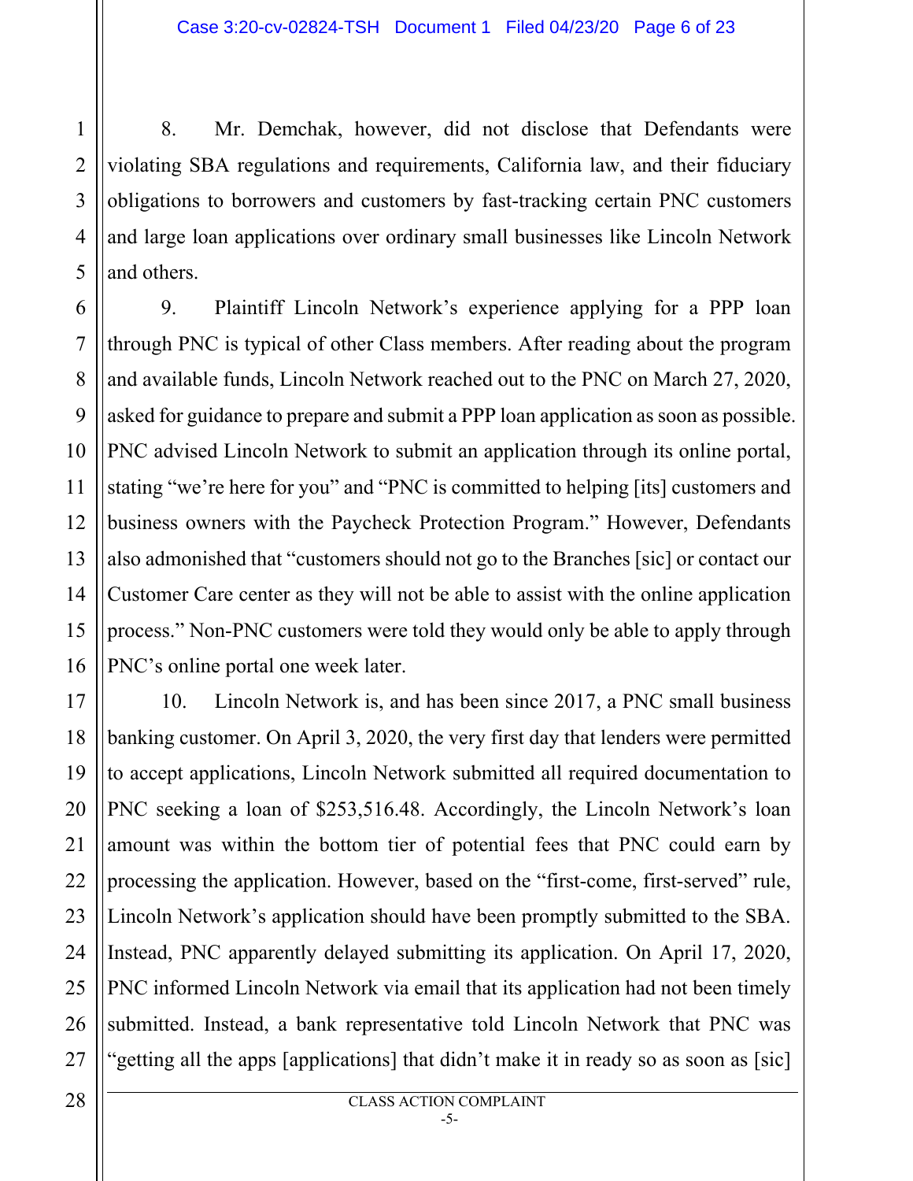8. Mr. Demchak, however, did not disclose that Defendants were violating SBA regulations and requirements, California law, and their fiduciary obligations to borrowers and customers by fast-tracking certain PNC customers and large loan applications over ordinary small businesses like Lincoln Network and others.

9. Plaintiff Lincoln Network's experience applying for a PPP loan through PNC is typical of other Class members. After reading about the program and available funds, Lincoln Network reached out to the PNC on March 27, 2020, asked for guidance to prepare and submit a PPP loan application as soon as possible. PNC advised Lincoln Network to submit an application through its online portal, stating "we're here for you" and "PNC is committed to helping [its] customers and business owners with the Paycheck Protection Program." However, Defendants also admonished that "customers should not go to the Branches [sic] or contact our Customer Care center as they will not be able to assist with the online application process." Non-PNC customers were told they would only be able to apply through PNC's online portal one week later.

10. Lincoln Network is, and has been since 2017, a PNC small business banking customer. On April 3, 2020, the very first day that lenders were permitted to accept applications, Lincoln Network submitted all required documentation to PNC seeking a loan of $253,516.48. Accordingly, the Lincoln Network's loan amount was within the bottom tier of potential fees that PNC could earn by processing the application. However, based on the "first-come, first-served" rule, Lincoln Network's application should have been promptly submitted to the SBA. Instead, PNC apparently delayed submitting its application. On April 17, 2020, PNC informed Lincoln Network via email that its application had not been timely submitted. Instead, a bank representative told Lincoln Network that PNC was "getting all the apps [applications] that didn't make it in ready so as soon as [sic]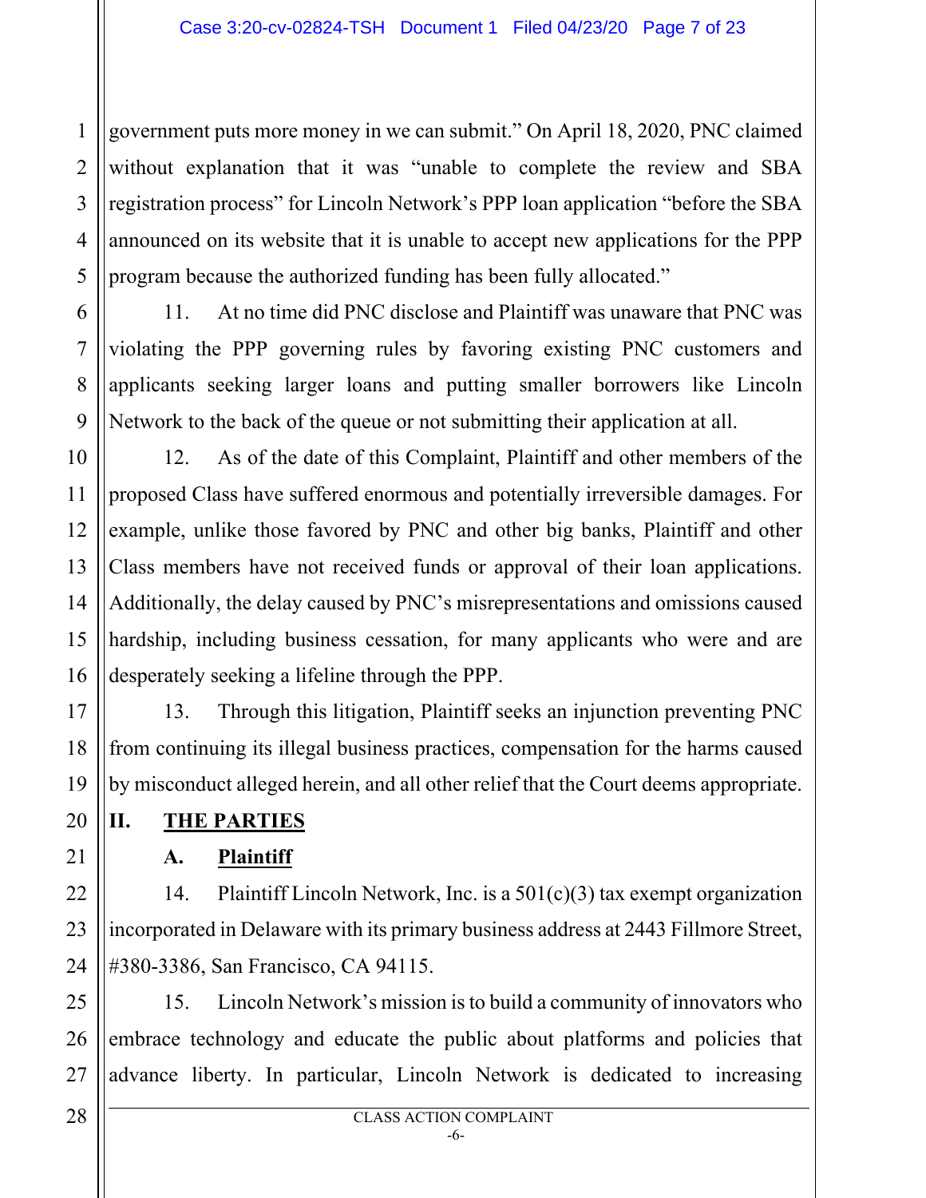government puts more money in we can submit." On April 18, 2020, PNC claimed without explanation that it was "unable to complete the review and SBA registration process" for Lincoln Network's PPP loan application "before the SBA announced on its website that it is unable to accept new applications for the PPP program because the authorized funding has been fully allocated."

11. At no time did PNC disclose and Plaintiff was unaware that PNC was violating the PPP governing rules by favoring existing PNC customers and applicants seeking larger loans and putting smaller borrowers like Lincoln Network to the back of the queue or not submitting their application at all.

12. As of the date of this Complaint, Plaintiff and other members of the proposed Class have suffered enormous and potentially irreversible damages. For example, unlike those favored by PNC and other big banks, Plaintiff and other Class members have not received funds or approval of their loan applications. Additionally, the delay caused by PNC's misrepresentations and omissions caused hardship, including business cessation, for many applicants who were and are desperately seeking a lifeline through the PPP.

13. Through this litigation, Plaintiff seeks an injunction preventing PNC from continuing its illegal business practices, compensation for the harms caused by misconduct alleged herein, and all other relief that the Court deems appropriate.

## II. THE PARTIES

### A. Plaintiff

14. Plaintiff Lincoln Network, Inc. is a 501(c)(3) tax exempt organization incorporated in Delaware with its primary business address at 2443 Fillmore Street, #380-3386, San Francisco, CA 94115.

15. Lincoln Network's mission is to build a community of innovators who embrace technology and educate the public about platforms and policies that advance liberty. In particular, Lincoln Network is dedicated to increasing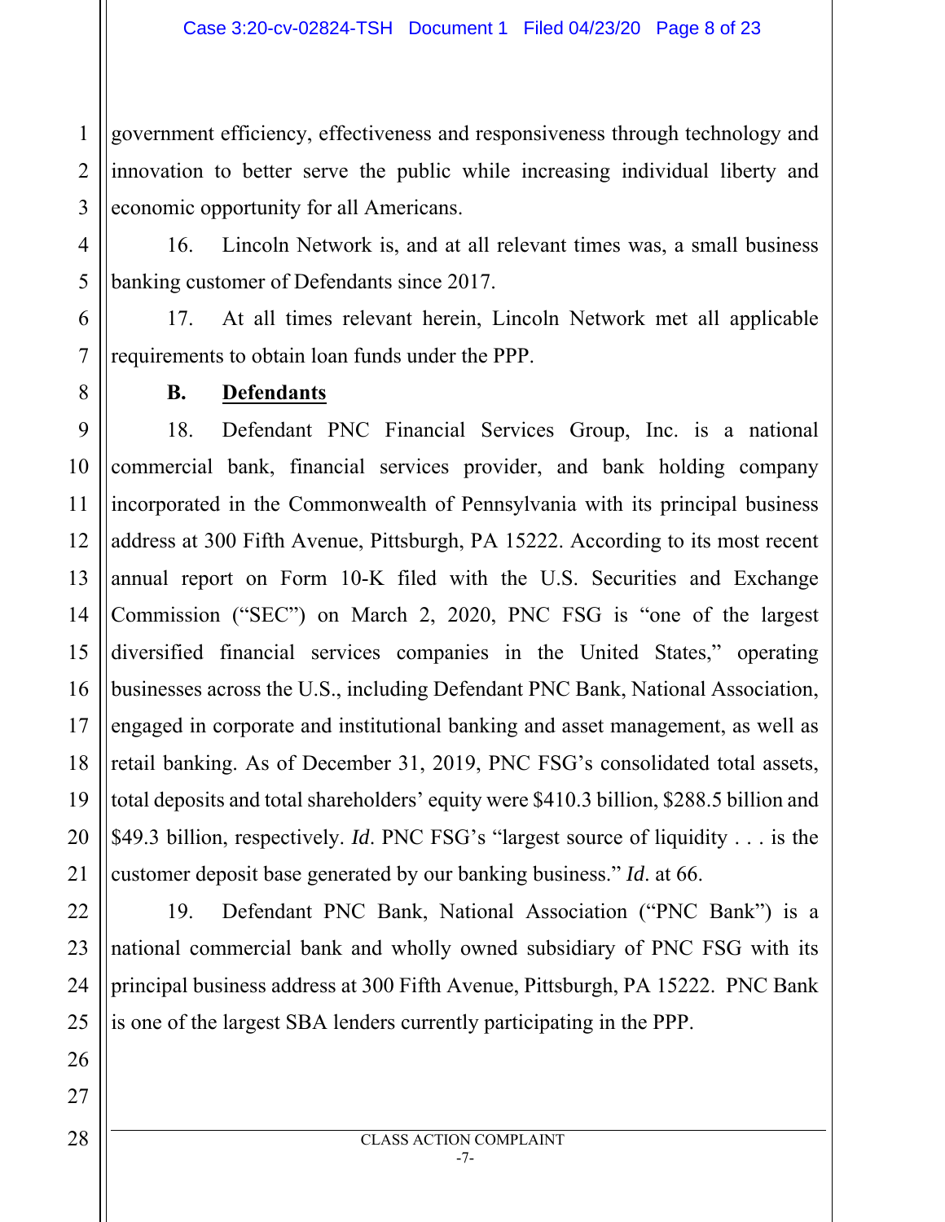government efficiency, effectiveness and responsiveness through technology and innovation to better serve the public while increasing individual liberty and economic opportunity for all Americans.

16. Lincoln Network is, and at all relevant times was, a small business banking customer of Defendants since 2017.

17. At all times relevant herein, Lincoln Network met all applicable requirements to obtain loan funds under the PPP.

**B. Defendants**

18. Defendant PNC Financial Services Group, Inc. is a national commercial bank, financial services provider, and bank holding company incorporated in the Commonwealth of Pennsylvania with its principal business address at 300 Fifth Avenue, Pittsburgh, PA 15222. According to its most recent annual report on Form 10-K filed with the U.S. Securities and Exchange Commission ("SEC") on March 2, 2020, PNC FSG is "one of the largest diversified financial services companies in the United States," operating businesses across the U.S., including Defendant PNC Bank, National Association, engaged in corporate and institutional banking and asset management, as well as retail banking. As of December 31, 2019, PNC FSG's consolidated total assets, total deposits and total shareholders' equity were $410.3 billion, $288.5 billion and $49.3 billion, respectively. *Id*. PNC FSG's "largest source of liquidity . . . is the customer deposit base generated by our banking business." *Id*. at 66.

19. Defendant PNC Bank, National Association ("PNC Bank") is a national commercial bank and wholly owned subsidiary of PNC FSG with its principal business address at 300 Fifth Avenue, Pittsburgh, PA 15222. PNC Bank is one of the largest SBA lenders currently participating in the PPP.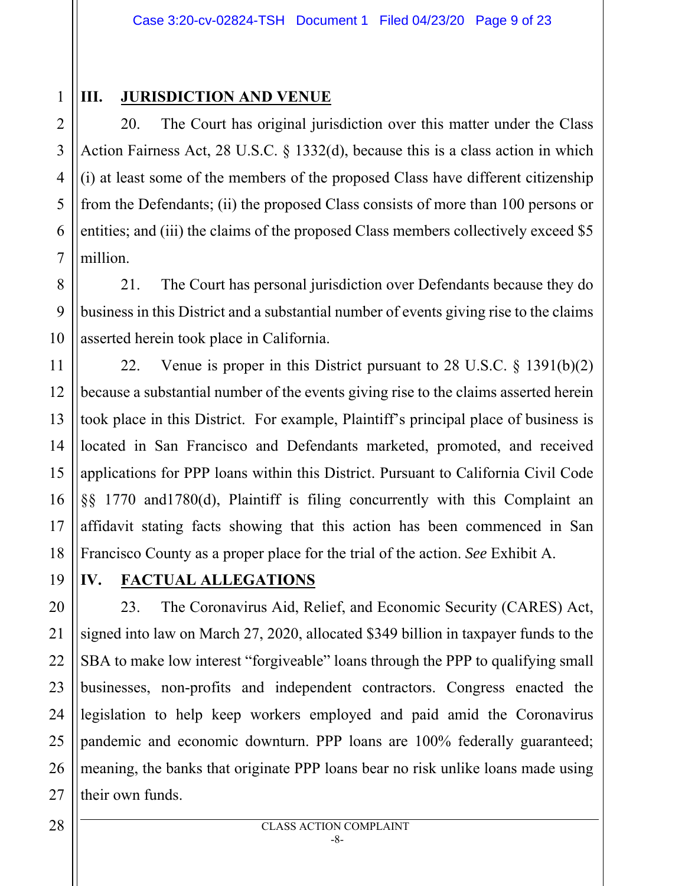## III. JURISDICTION AND VENUE

20. The Court has original jurisdiction over this matter under the Class Action Fairness Act, 28 U.S.C. § 1332(d), because this is a class action in which (i) at least some of the members of the proposed Class have different citizenship from the Defendants; (ii) the proposed Class consists of more than 100 persons or entities; and (iii) the claims of the proposed Class members collectively exceed $5 million.

21. The Court has personal jurisdiction over Defendants because they do business in this District and a substantial number of events giving rise to the claims asserted herein took place in California.

22. Venue is proper in this District pursuant to 28 U.S.C. § 1391(b)(2) because a substantial number of the events giving rise to the claims asserted herein took place in this District. For example, Plaintiff's principal place of business is located in San Francisco and Defendants marketed, promoted, and received applications for PPP loans within this District. Pursuant to California Civil Code §§ 1770 and1780(d), Plaintiff is filing concurrently with this Complaint an affidavit stating facts showing that this action has been commenced in San Francisco County as a proper place for the trial of the action. *See* Exhibit A.

## IV. FACTUAL ALLEGATIONS

23. The Coronavirus Aid, Relief, and Economic Security (CARES) Act, signed into law on March 27, 2020, allocated $349 billion in taxpayer funds to the SBA to make low interest "forgiveable" loans through the PPP to qualifying small businesses, non-profits and independent contractors. Congress enacted the legislation to help keep workers employed and paid amid the Coronavirus pandemic and economic downturn. PPP loans are 100% federally guaranteed; meaning, the banks that originate PPP loans bear no risk unlike loans made using their own funds.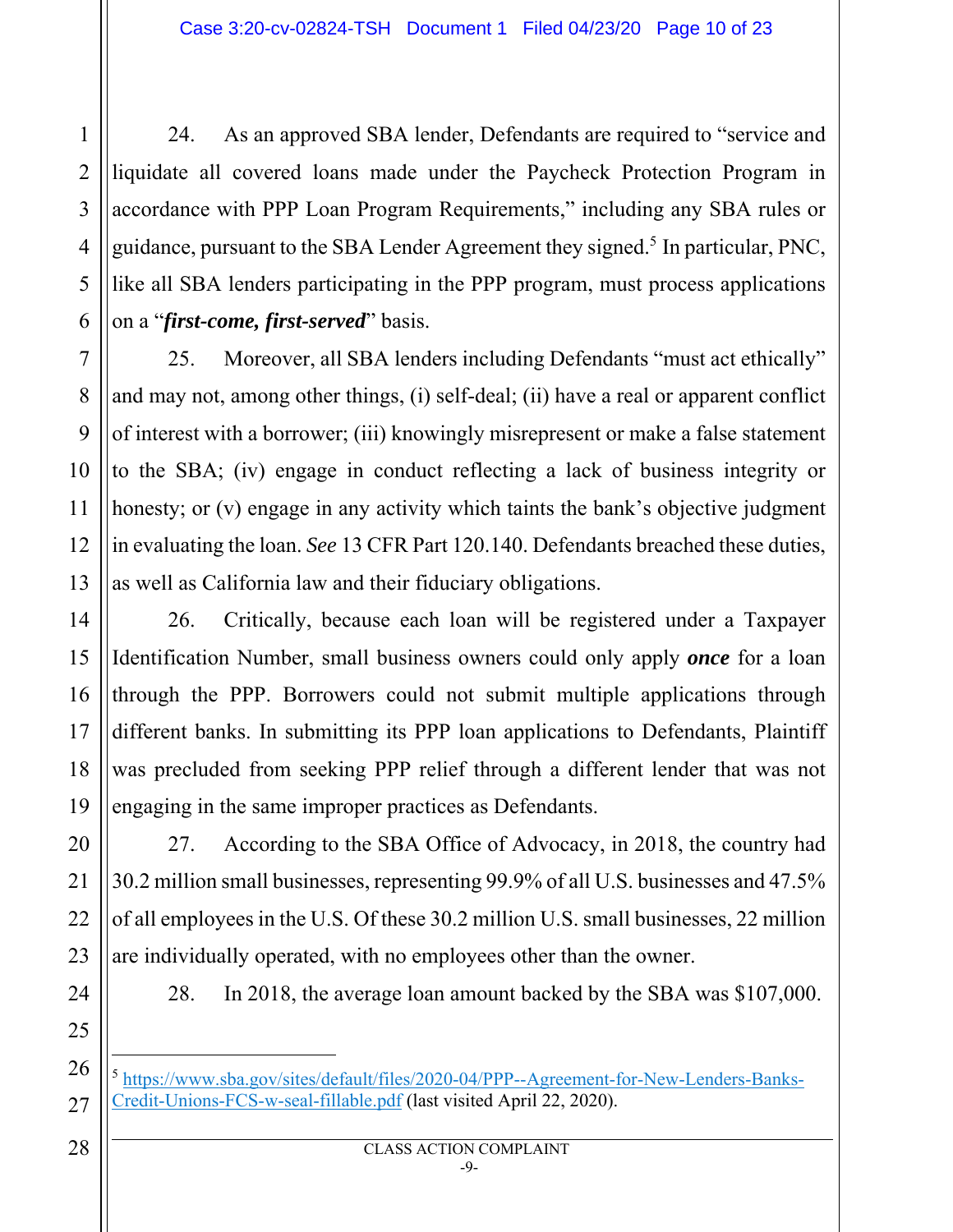24. As an approved SBA lender, Defendants are required to "service and liquidate all covered loans made under the Paycheck Protection Program in accordance with PPP Loan Program Requirements," including any SBA rules or guidance, pursuant to the SBA Lender Agreement they signed.[5] In particular, PNC, like all SBA lenders participating in the PPP program, must process applications on a "***first-come, first-served***" basis.

25. Moreover, all SBA lenders including Defendants "must act ethically" and may not, among other things, (i) self-deal; (ii) have a real or apparent conflict of interest with a borrower; (iii) knowingly misrepresent or make a false statement to the SBA; (iv) engage in conduct reflecting a lack of business integrity or honesty; or (v) engage in any activity which taints the bank's objective judgment in evaluating the loan. *See* 13 CFR Part 120.140. Defendants breached these duties, as well as California law and their fiduciary obligations.

26. Critically, because each loan will be registered under a Taxpayer Identification Number, small business owners could only apply ***once*** for a loan through the PPP. Borrowers could not submit multiple applications through different banks. In submitting its PPP loan applications to Defendants, Plaintiff was precluded from seeking PPP relief through a different lender that was not engaging in the same improper practices as Defendants.

27. According to the SBA Office of Advocacy, in 2018, the country had 30.2 million small businesses, representing 99.9% of all U.S. businesses and 47.5% of all employees in the U.S. Of these 30.2 million U.S. small businesses, 22 million are individually operated, with no employees other than the owner.

28. In 2018, the average loan amount backed by the SBA was $107,000.

---

[5] https://www.sba.gov/sites/default/files/2020-04/PPP--Agreement-for-New-Lenders-Banks-Credit-Unions-FCS-w-seal-fillable.pdf (last visited April 22, 2020).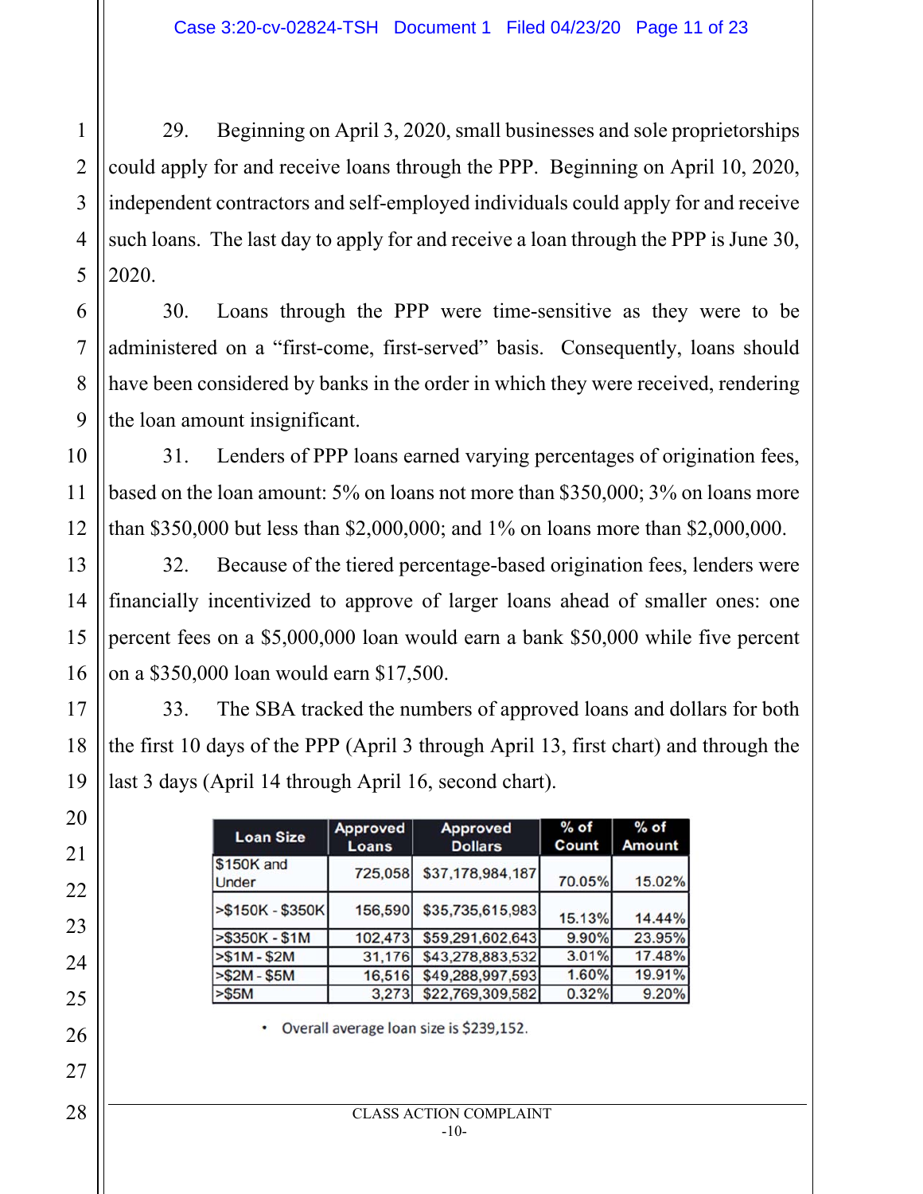29. Beginning on April 3, 2020, small businesses and sole proprietorships could apply for and receive loans through the PPP. Beginning on April 10, 2020, independent contractors and self-employed individuals could apply for and receive such loans. The last day to apply for and receive a loan through the PPP is June 30, 2020.

30. Loans through the PPP were time-sensitive as they were to be administered on a "first-come, first-served" basis. Consequently, loans should have been considered by banks in the order in which they were received, rendering the loan amount insignificant.

31. Lenders of PPP loans earned varying percentages of origination fees, based on the loan amount: 5% on loans not more than \$350,000; 3% on loans more than \$350,000 but less than \$2,000,000; and 1% on loans more than \$2,000,000.

32. Because of the tiered percentage-based origination fees, lenders were financially incentivized to approve of larger loans ahead of smaller ones: one percent fees on a \$5,000,000 loan would earn a bank \$50,000 while five percent on a \$350,000 loan would earn \$17,500.

33. The SBA tracked the numbers of approved loans and dollars for both the first 10 days of the PPP (April 3 through April 13, first chart) and through the last 3 days (April 14 through April 16, second chart).

| Loan Size | Approved Loans | Approved Dollars | % of Count | % of Amount |
|---|---|---|---|---|
| $150K and Under | 725,058 | $37,178,984,187 | 70.05% | 15.02% |
| >$150K - $350K | 156,590 | $35,735,615,983 | 15.13% | 14.44% |
| >$350K - $1M | 102,473 | $59,291,602,643 | 9.90% | 23.95% |
| >$1M - $2M | 31,176 | $43,278,883,532 | 3.01% | 17.48% |
| >$2M - $5M | 16,516 | $49,288,997,593 | 1.60% | 19.91% |
| >$5M | 3,273 | $22,769,309,582 | 0.32% | 9.20% |

- Overall average loan size is $239,152.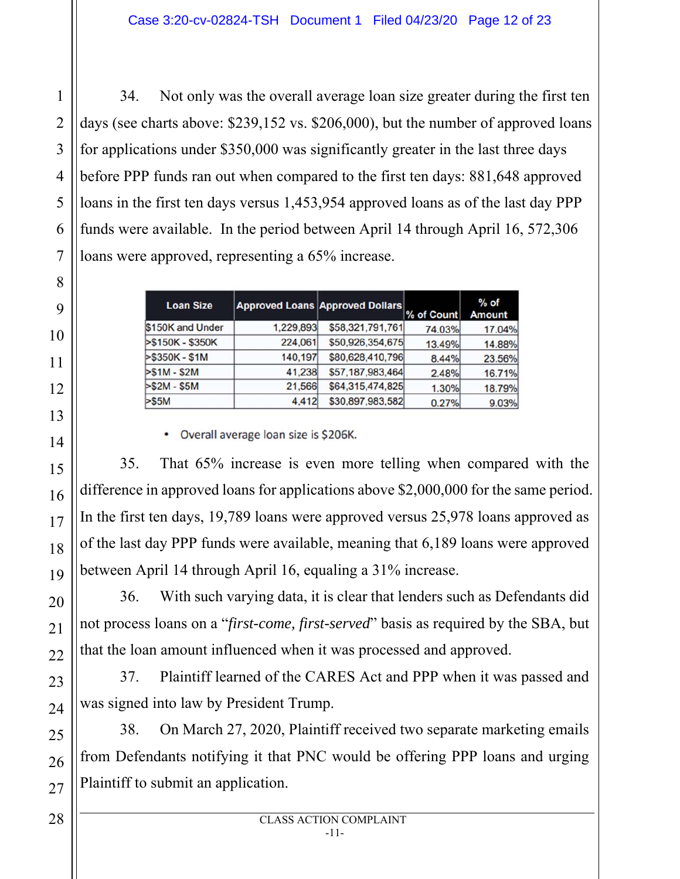34. Not only was the overall average loan size greater during the first ten days (see charts above: $239,152 vs. $206,000), but the number of approved loans for applications under $350,000 was significantly greater in the last three days before PPP funds ran out when compared to the first ten days: 881,648 approved loans in the first ten days versus 1,453,954 approved loans as of the last day PPP funds were available. In the period between April 14 through April 16, 572,306 loans were approved, representing a 65% increase.

| Loan Size | Approved Loans | Approved Dollars | % of Count | % of Amount |
|---|---|---|---|---|
| $150K and Under | 1,229,893 | $58,321,791,761 | 74.03% | 17.04% |
| >$150K - $350K | 224,061 | $50,926,354,675 | 13.49% | 14.88% |
| >$350K - $1M | 140,197 | $80,628,410,796 | 8.44% | 23.56% |
| >$1M - $2M | 41,238 | $57,187,983,464 | 2.48% | 16.71% |
| >$2M - $5M | 21,566 | $64,315,474,825 | 1.30% | 18.79% |
| >$5M | 4,412 | $30,897,983,582 | 0.27% | 9.03% |

- Overall average loan size is $206K.

35. That 65% increase is even more telling when compared with the difference in approved loans for applications above $2,000,000 for the same period. In the first ten days, 19,789 loans were approved versus 25,978 loans approved as of the last day PPP funds were available, meaning that 6,189 loans were approved between April 14 through April 16, equaling a 31% increase.

36. With such varying data, it is clear that lenders such as Defendants did not process loans on a "*first-come, first-served*" basis as required by the SBA, but that the loan amount influenced when it was processed and approved.

37. Plaintiff learned of the CARES Act and PPP when it was passed and was signed into law by President Trump.

38. On March 27, 2020, Plaintiff received two separate marketing emails from Defendants notifying it that PNC would be offering PPP loans and urging Plaintiff to submit an application.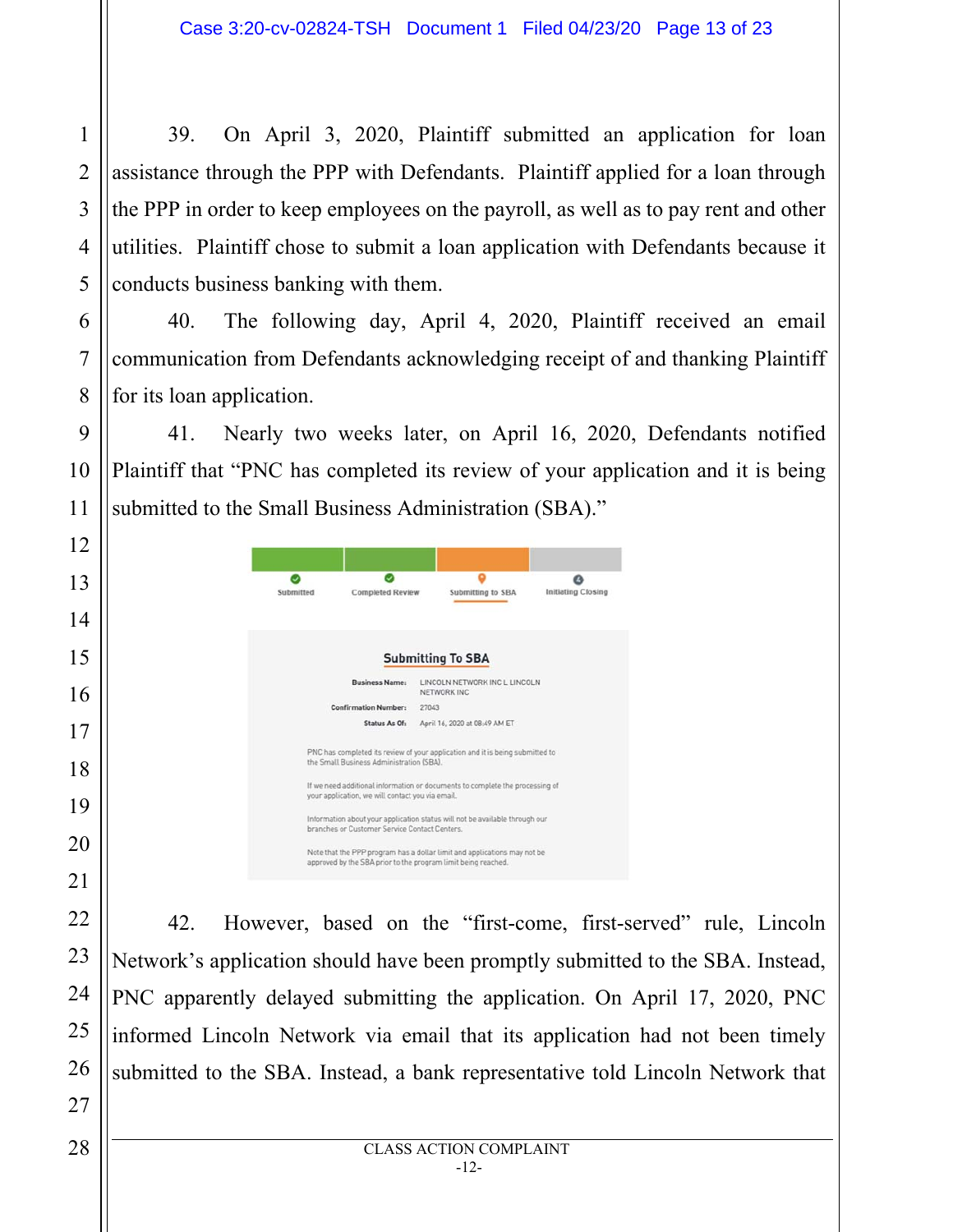39. On April 3, 2020, Plaintiff submitted an application for loan assistance through the PPP with Defendants. Plaintiff applied for a loan through the PPP in order to keep employees on the payroll, as well as to pay rent and other utilities. Plaintiff chose to submit a loan application with Defendants because it conducts business banking with them.

40. The following day, April 4, 2020, Plaintiff received an email communication from Defendants acknowledging receipt of and thanking Plaintiff for its loan application.

41. Nearly two weeks later, on April 16, 2020, Defendants notified Plaintiff that "PNC has completed its review of your application and it is being submitted to the Small Business Administration (SBA)."

Submitted | Completed Review | Submitting to SBA | Initiating Closing

**Submitting To SBA**

Business Name: LINCOLN NETWORK INC L LINCOLN NETWORK INC

Confirmation Number: 27043

Status As Of: April 16, 2020 at 08:49 AM ET

PNC has completed its review of your application and it is being submitted to the Small Business Administration (SBA).

If we need additional information or documents to complete the processing of your application, we will contact you via email.

Information about your application status will not be available through our branches or Customer Service Contact Centers.

Note that the PPP program has a dollar limit and applications may not be approved by the SBA prior to the program limit being reached.

42. However, based on the "first-come, first-served" rule, Lincoln Network's application should have been promptly submitted to the SBA. Instead, PNC apparently delayed submitting the application. On April 17, 2020, PNC informed Lincoln Network via email that its application had not been timely submitted to the SBA. Instead, a bank representative told Lincoln Network that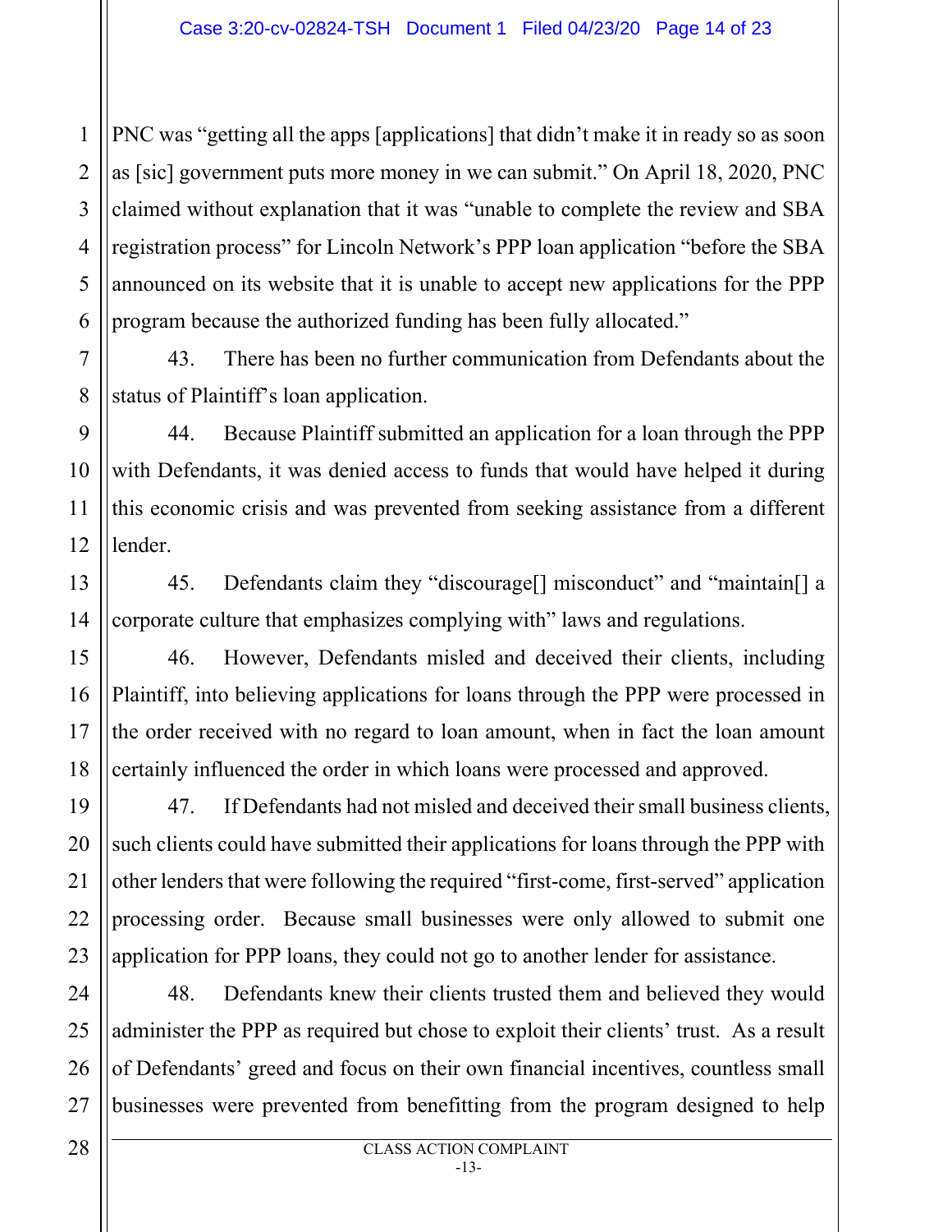PNC was "getting all the apps [applications] that didn't make it in ready so as soon as [sic] government puts more money in we can submit." On April 18, 2020, PNC claimed without explanation that it was "unable to complete the review and SBA registration process" for Lincoln Network's PPP loan application "before the SBA announced on its website that it is unable to accept new applications for the PPP program because the authorized funding has been fully allocated."

43. There has been no further communication from Defendants about the status of Plaintiff's loan application.

44. Because Plaintiff submitted an application for a loan through the PPP with Defendants, it was denied access to funds that would have helped it during this economic crisis and was prevented from seeking assistance from a different lender.

45. Defendants claim they "discourage[] misconduct" and "maintain[] a corporate culture that emphasizes complying with" laws and regulations.

46. However, Defendants misled and deceived their clients, including Plaintiff, into believing applications for loans through the PPP were processed in the order received with no regard to loan amount, when in fact the loan amount certainly influenced the order in which loans were processed and approved.

47. If Defendants had not misled and deceived their small business clients, such clients could have submitted their applications for loans through the PPP with other lenders that were following the required "first-come, first-served" application processing order. Because small businesses were only allowed to submit one application for PPP loans, they could not go to another lender for assistance.

48. Defendants knew their clients trusted them and believed they would administer the PPP as required but chose to exploit their clients' trust. As a result of Defendants' greed and focus on their own financial incentives, countless small businesses were prevented from benefitting from the program designed to help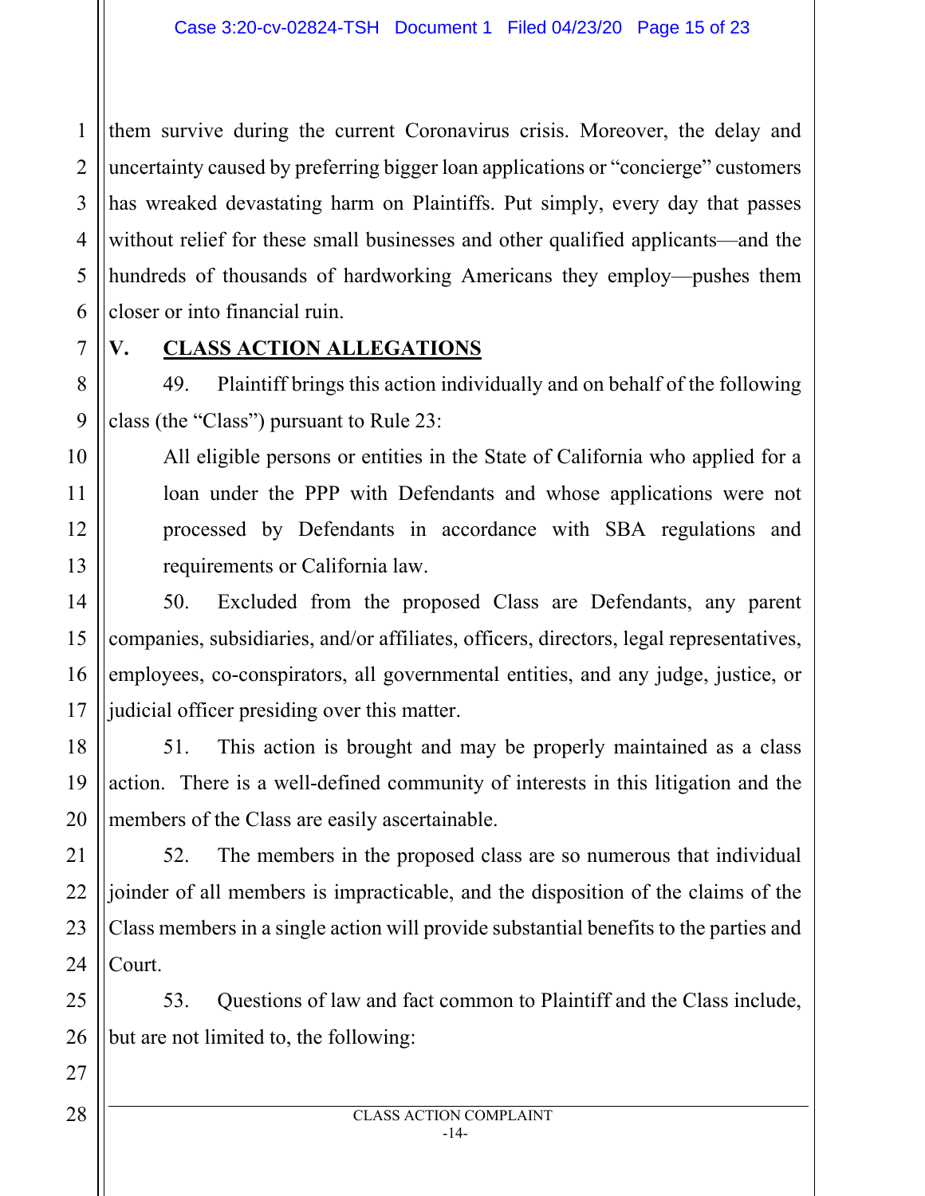them survive during the current Coronavirus crisis. Moreover, the delay and uncertainty caused by preferring bigger loan applications or "concierge" customers has wreaked devastating harm on Plaintiffs. Put simply, every day that passes without relief for these small businesses and other qualified applicants—and the hundreds of thousands of hardworking Americans they employ—pushes them closer or into financial ruin.

## V. CLASS ACTION ALLEGATIONS

49. Plaintiff brings this action individually and on behalf of the following class (the "Class") pursuant to Rule 23:

> All eligible persons or entities in the State of California who applied for a loan under the PPP with Defendants and whose applications were not processed by Defendants in accordance with SBA regulations and requirements or California law.

50. Excluded from the proposed Class are Defendants, any parent companies, subsidiaries, and/or affiliates, officers, directors, legal representatives, employees, co-conspirators, all governmental entities, and any judge, justice, or judicial officer presiding over this matter.

51. This action is brought and may be properly maintained as a class action. There is a well-defined community of interests in this litigation and the members of the Class are easily ascertainable.

52. The members in the proposed class are so numerous that individual joinder of all members is impracticable, and the disposition of the claims of the Class members in a single action will provide substantial benefits to the parties and Court.

53. Questions of law and fact common to Plaintiff and the Class include, but are not limited to, the following: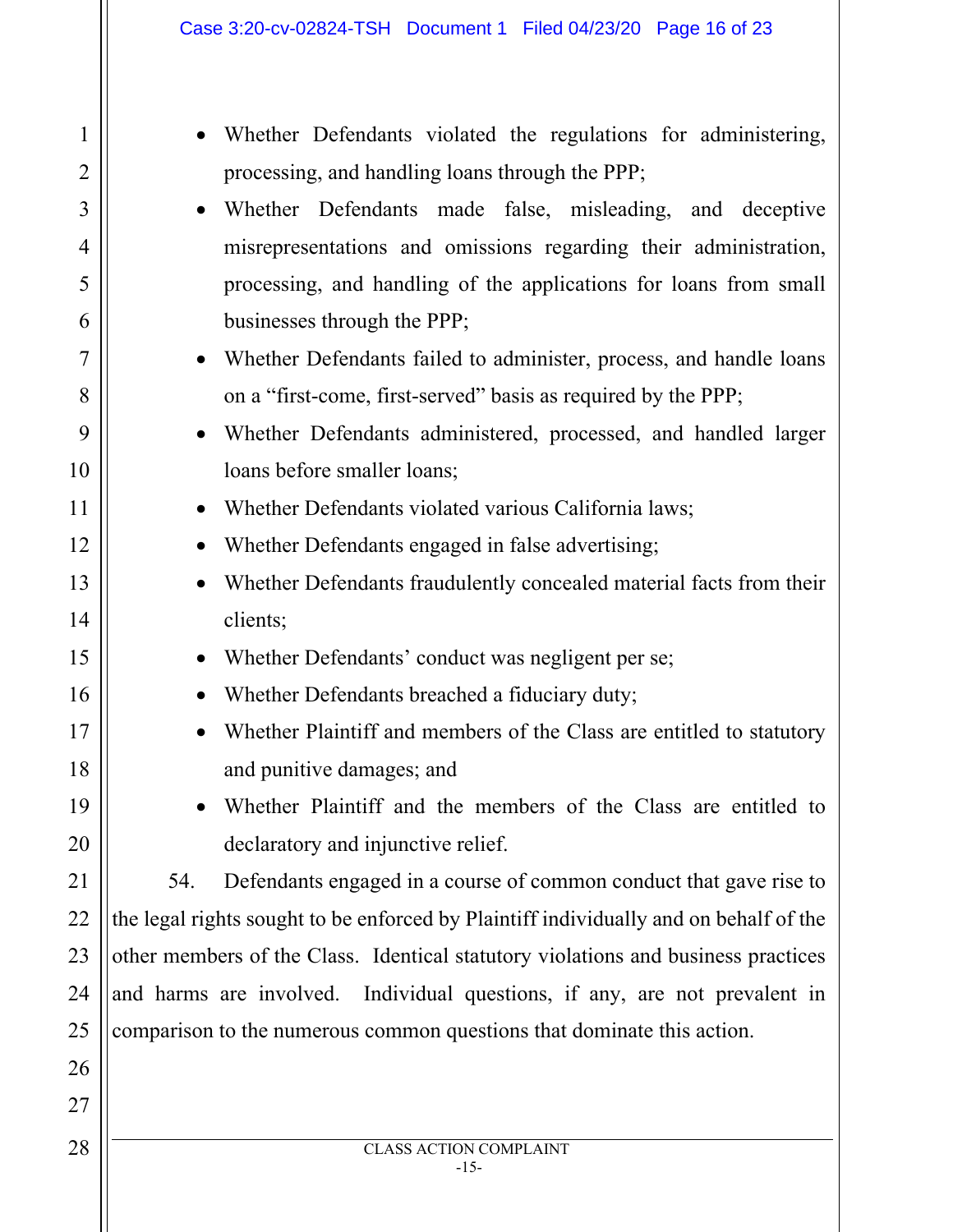- Whether Defendants violated the regulations for administering, processing, and handling loans through the PPP;
- Whether Defendants made false, misleading, and deceptive misrepresentations and omissions regarding their administration, processing, and handling of the applications for loans from small businesses through the PPP;
- Whether Defendants failed to administer, process, and handle loans on a "first-come, first-served" basis as required by the PPP;
- Whether Defendants administered, processed, and handled larger loans before smaller loans;
- Whether Defendants violated various California laws;
- Whether Defendants engaged in false advertising;
- Whether Defendants fraudulently concealed material facts from their clients;
- Whether Defendants' conduct was negligent per se;
- Whether Defendants breached a fiduciary duty;
- Whether Plaintiff and members of the Class are entitled to statutory and punitive damages; and
- Whether Plaintiff and the members of the Class are entitled to declaratory and injunctive relief.

54. Defendants engaged in a course of common conduct that gave rise to the legal rights sought to be enforced by Plaintiff individually and on behalf of the other members of the Class. Identical statutory violations and business practices and harms are involved. Individual questions, if any, are not prevalent in comparison to the numerous common questions that dominate this action.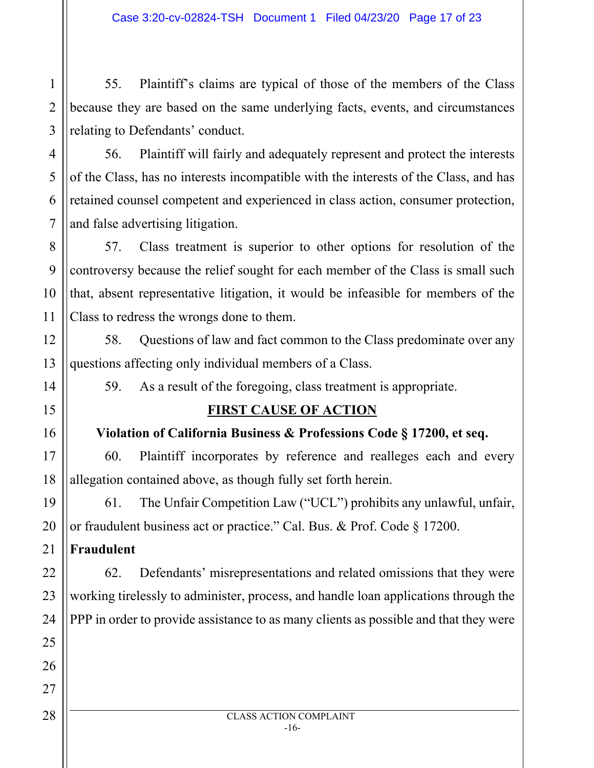55. Plaintiff's claims are typical of those of the members of the Class because they are based on the same underlying facts, events, and circumstances relating to Defendants' conduct.

56. Plaintiff will fairly and adequately represent and protect the interests of the Class, has no interests incompatible with the interests of the Class, and has retained counsel competent and experienced in class action, consumer protection, and false advertising litigation.

57. Class treatment is superior to other options for resolution of the controversy because the relief sought for each member of the Class is small such that, absent representative litigation, it would be infeasible for members of the Class to redress the wrongs done to them.

58. Questions of law and fact common to the Class predominate over any questions affecting only individual members of a Class.

59. As a result of the foregoing, class treatment is appropriate.

## FIRST CAUSE OF ACTION

### Violation of California Business & Professions Code § 17200, et seq.

60. Plaintiff incorporates by reference and realleges each and every allegation contained above, as though fully set forth herein.

61. The Unfair Competition Law ("UCL") prohibits any unlawful, unfair, or fraudulent business act or practice." Cal. Bus. & Prof. Code § 17200.

**Fraudulent**

62. Defendants' misrepresentations and related omissions that they were working tirelessly to administer, process, and handle loan applications through the PPP in order to provide assistance to as many clients as possible and that they were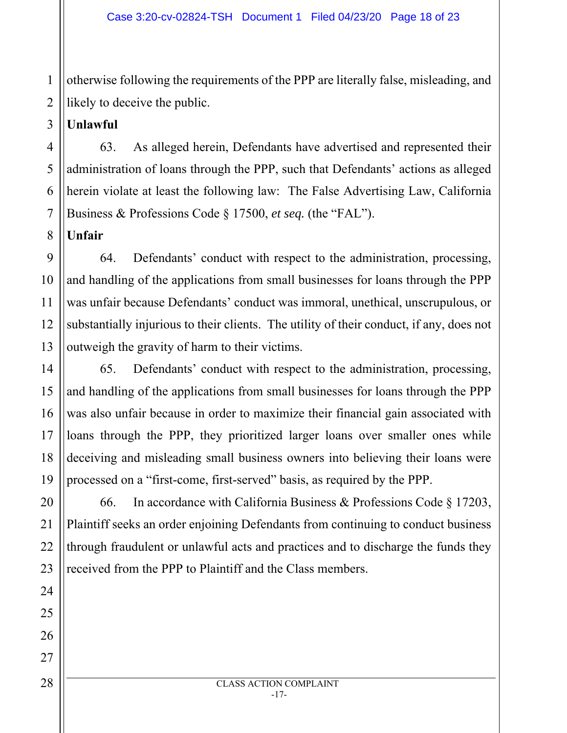otherwise following the requirements of the PPP are literally false, misleading, and likely to deceive the public.

**Unlawful**

63. As alleged herein, Defendants have advertised and represented their administration of loans through the PPP, such that Defendants' actions as alleged herein violate at least the following law: The False Advertising Law, California Business & Professions Code § 17500, *et seq.* (the "FAL").

**Unfair**

64. Defendants' conduct with respect to the administration, processing, and handling of the applications from small businesses for loans through the PPP was unfair because Defendants' conduct was immoral, unethical, unscrupulous, or substantially injurious to their clients. The utility of their conduct, if any, does not outweigh the gravity of harm to their victims.

65. Defendants' conduct with respect to the administration, processing, and handling of the applications from small businesses for loans through the PPP was also unfair because in order to maximize their financial gain associated with loans through the PPP, they prioritized larger loans over smaller ones while deceiving and misleading small business owners into believing their loans were processed on a "first-come, first-served" basis, as required by the PPP.

66. In accordance with California Business & Professions Code § 17203, Plaintiff seeks an order enjoining Defendants from continuing to conduct business through fraudulent or unlawful acts and practices and to discharge the funds they received from the PPP to Plaintiff and the Class members.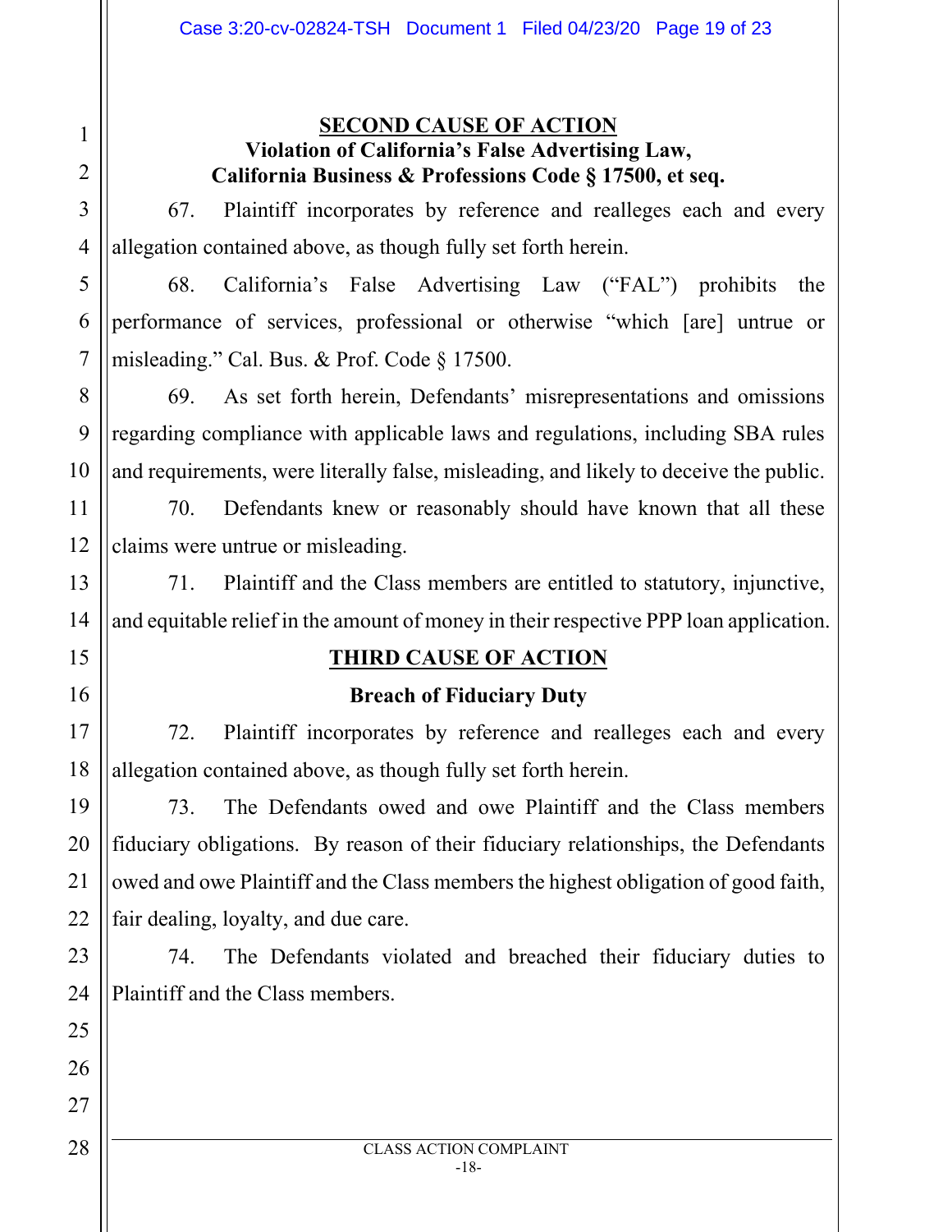## SECOND CAUSE OF ACTION

### Violation of California's False Advertising Law, California Business & Professions Code § 17500, et seq.

67. Plaintiff incorporates by reference and realleges each and every allegation contained above, as though fully set forth herein.

68. California's False Advertising Law ("FAL") prohibits the performance of services, professional or otherwise "which [are] untrue or misleading." Cal. Bus. & Prof. Code § 17500.

69. As set forth herein, Defendants' misrepresentations and omissions regarding compliance with applicable laws and regulations, including SBA rules and requirements, were literally false, misleading, and likely to deceive the public.

70. Defendants knew or reasonably should have known that all these claims were untrue or misleading.

71. Plaintiff and the Class members are entitled to statutory, injunctive, and equitable relief in the amount of money in their respective PPP loan application.

## THIRD CAUSE OF ACTION

### Breach of Fiduciary Duty

72. Plaintiff incorporates by reference and realleges each and every allegation contained above, as though fully set forth herein.

73. The Defendants owed and owe Plaintiff and the Class members fiduciary obligations. By reason of their fiduciary relationships, the Defendants owed and owe Plaintiff and the Class members the highest obligation of good faith, fair dealing, loyalty, and due care.

74. The Defendants violated and breached their fiduciary duties to Plaintiff and the Class members.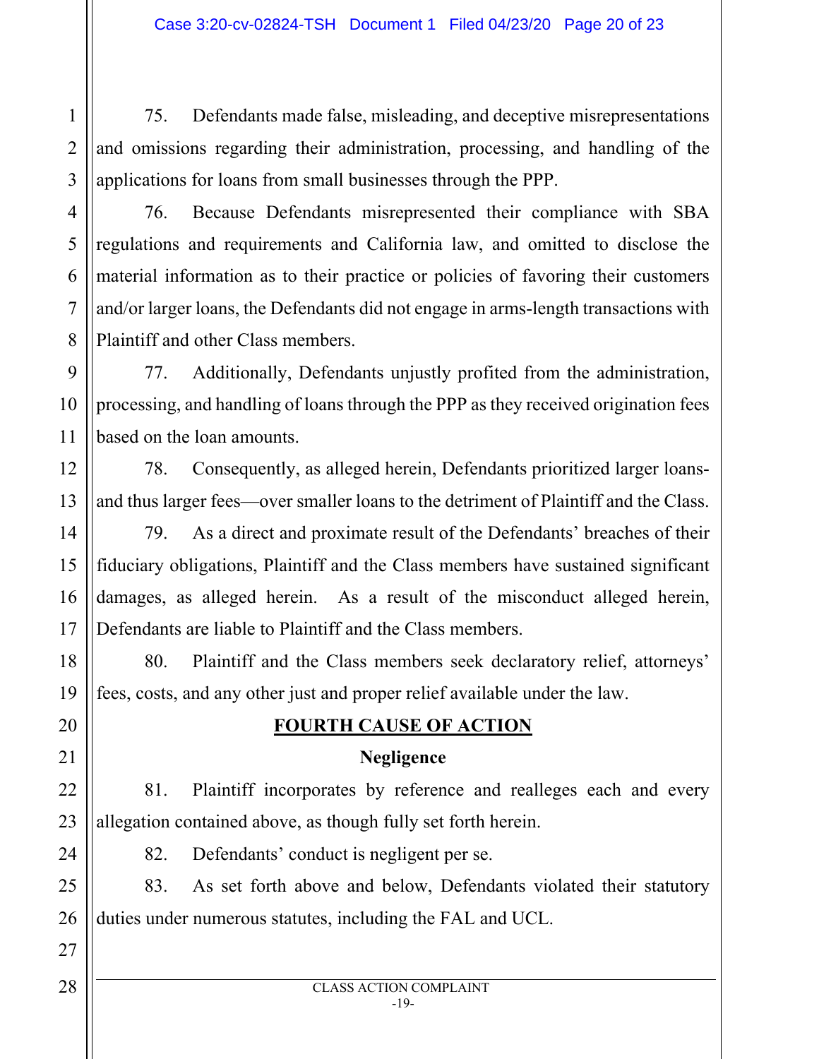75. Defendants made false, misleading, and deceptive misrepresentations and omissions regarding their administration, processing, and handling of the applications for loans from small businesses through the PPP.

76. Because Defendants misrepresented their compliance with SBA regulations and requirements and California law, and omitted to disclose the material information as to their practice or policies of favoring their customers and/or larger loans, the Defendants did not engage in arms-length transactions with Plaintiff and other Class members.

77. Additionally, Defendants unjustly profited from the administration, processing, and handling of loans through the PPP as they received origination fees based on the loan amounts.

78. Consequently, as alleged herein, Defendants prioritized larger loans-and thus larger fees—over smaller loans to the detriment of Plaintiff and the Class.

79. As a direct and proximate result of the Defendants' breaches of their fiduciary obligations, Plaintiff and the Class members have sustained significant damages, as alleged herein. As a result of the misconduct alleged herein, Defendants are liable to Plaintiff and the Class members.

80. Plaintiff and the Class members seek declaratory relief, attorneys' fees, costs, and any other just and proper relief available under the law.

## FOURTH CAUSE OF ACTION

### Negligence

81. Plaintiff incorporates by reference and realleges each and every allegation contained above, as though fully set forth herein.

82. Defendants' conduct is negligent per se.

83. As set forth above and below, Defendants violated their statutory duties under numerous statutes, including the FAL and UCL.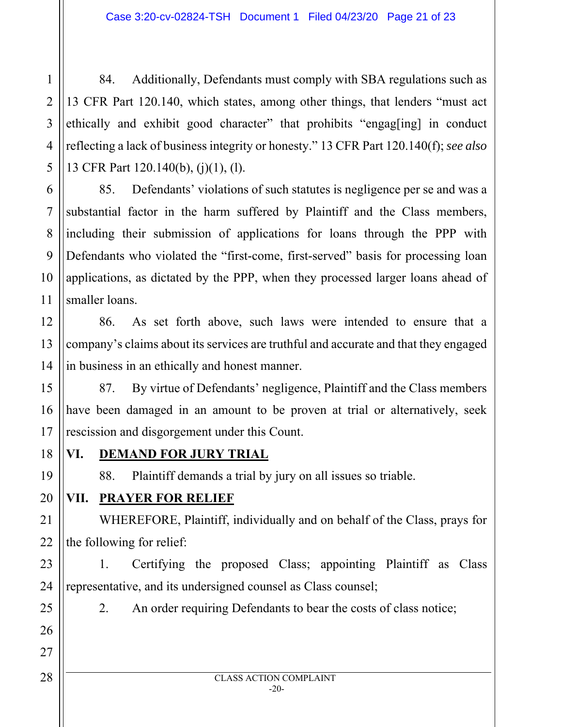84. Additionally, Defendants must comply with SBA regulations such as 13 CFR Part 120.140, which states, among other things, that lenders "must act ethically and exhibit good character" that prohibits "engag[ing] in conduct reflecting a lack of business integrity or honesty." 13 CFR Part 120.140(f); *see also* 13 CFR Part 120.140(b), (j)(1), (l).

85. Defendants' violations of such statutes is negligence per se and was a substantial factor in the harm suffered by Plaintiff and the Class members, including their submission of applications for loans through the PPP with Defendants who violated the "first-come, first-served" basis for processing loan applications, as dictated by the PPP, when they processed larger loans ahead of smaller loans.

86. As set forth above, such laws were intended to ensure that a company's claims about its services are truthful and accurate and that they engaged in business in an ethically and honest manner.

87. By virtue of Defendants' negligence, Plaintiff and the Class members have been damaged in an amount to be proven at trial or alternatively, seek rescission and disgorgement under this Count.

## VI. <u>DEMAND FOR JURY TRIAL</u>

88. Plaintiff demands a trial by jury on all issues so triable.

## VII. <u>PRAYER FOR RELIEF</u>

WHEREFORE, Plaintiff, individually and on behalf of the Class, prays for the following for relief:

1. Certifying the proposed Class; appointing Plaintiff as Class representative, and its undersigned counsel as Class counsel;

2. An order requiring Defendants to bear the costs of class notice;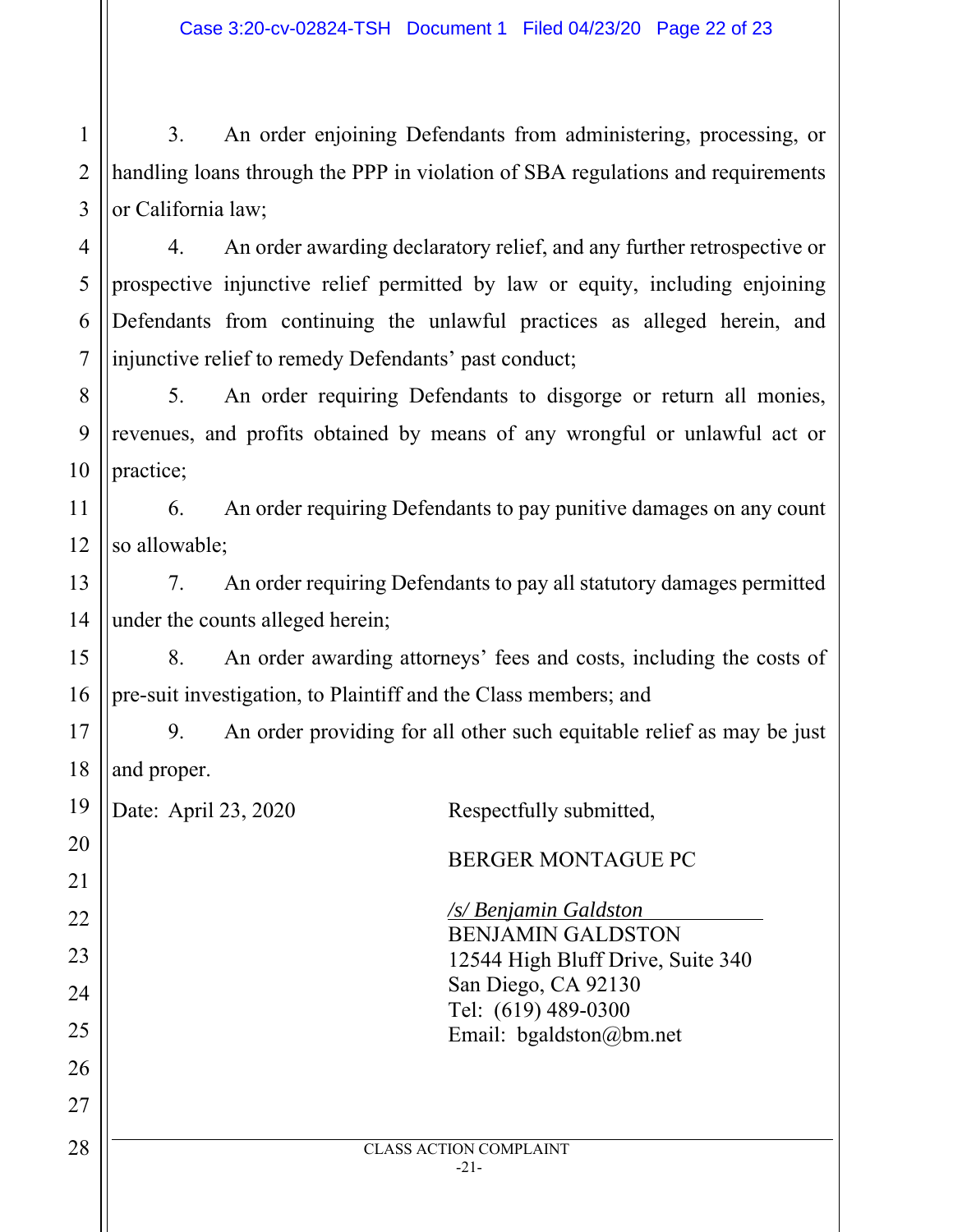3. An order enjoining Defendants from administering, processing, or handling loans through the PPP in violation of SBA regulations and requirements or California law;

4. An order awarding declaratory relief, and any further retrospective or prospective injunctive relief permitted by law or equity, including enjoining Defendants from continuing the unlawful practices as alleged herein, and injunctive relief to remedy Defendants' past conduct;

5. An order requiring Defendants to disgorge or return all monies, revenues, and profits obtained by means of any wrongful or unlawful act or practice;

6. An order requiring Defendants to pay punitive damages on any count so allowable;

7. An order requiring Defendants to pay all statutory damages permitted under the counts alleged herein;

8. An order awarding attorneys' fees and costs, including the costs of pre-suit investigation, to Plaintiff and the Class members; and

9. An order providing for all other such equitable relief as may be just and proper.

Date: April 23, 2020

Respectfully submitted,

BERGER MONTAGUE PC

*/s/ Benjamin Galdston*
BENJAMIN GALDSTON
12544 High Bluff Drive, Suite 340
San Diego, CA 92130
Tel: (619) 489-0300
Email: bgaldston@bm.net

CLASS ACTION COMPLAINT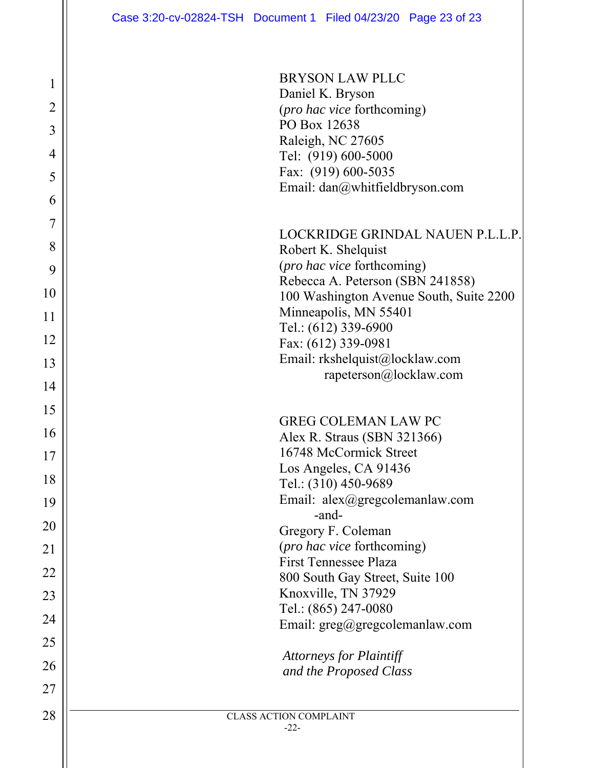BRYSON LAW PLLC
Daniel K. Bryson
(*pro hac vice* forthcoming)
PO Box 12638
Raleigh, NC 27605
Tel: (919) 600-5000
Fax: (919) 600-5035
Email: dan@whitfieldbryson.com

LOCKRIDGE GRINDAL NAUEN P.L.L.P.
Robert K. Shelquist
(*pro hac vice* forthcoming)
Rebecca A. Peterson (SBN 241858)
100 Washington Avenue South, Suite 2200
Minneapolis, MN 55401
Tel.: (612) 339-6900
Fax: (612) 339-0981
Email: rkshelquist@locklaw.com
rapeterson@locklaw.com

GREG COLEMAN LAW PC
Alex R. Straus (SBN 321366)
16748 McCormick Street
Los Angeles, CA 91436
Tel.: (310) 450-9689
Email: alex@gregcolemanlaw.com
-and-
Gregory F. Coleman
(*pro hac vice* forthcoming)
First Tennessee Plaza
800 South Gay Street, Suite 100
Knoxville, TN 37929
Tel.: (865) 247-0080
Email: greg@gregcolemanlaw.com

*Attorneys for Plaintiff and the Proposed Class*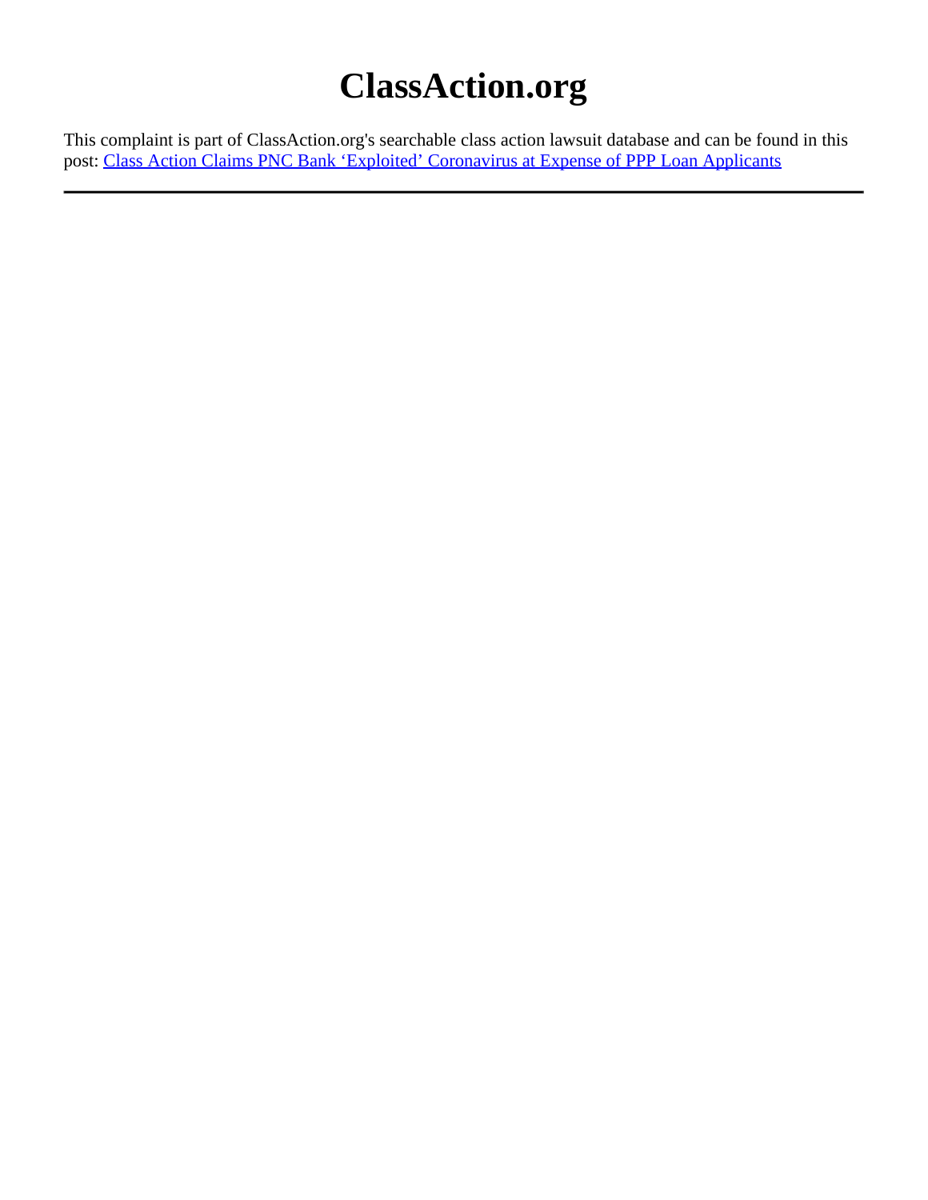# ClassAction.org

This complaint is part of ClassAction.org's searchable class action lawsuit database and can be found in this post: [Class Action Claims PNC Bank 'Exploited' Coronavirus at Expense of PPP Loan Applicants]

---